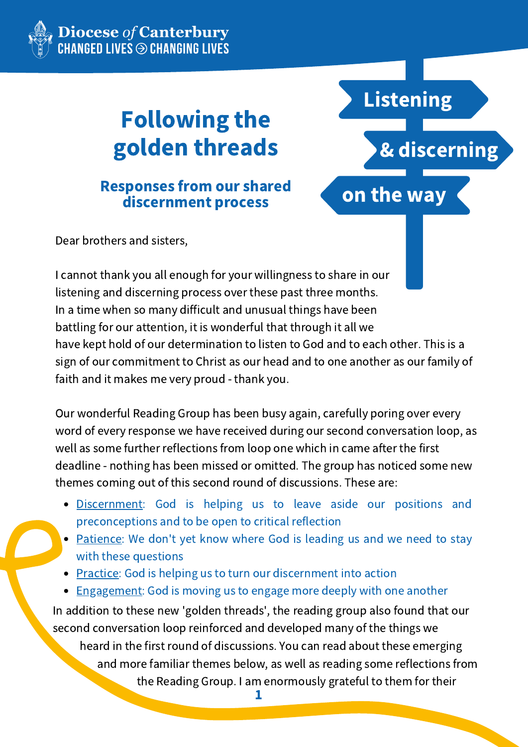**Diocese of Canterbury**
CHANGED LIVES ⊝ CHANGING LIVES

# Following the golden threads

### Responses from our shared discernment process

Listening & discerning on the way

Dear brothers and sisters,

I cannot thank you all enough for your willingness to share in our listening and discerning process over these past three months. In a time when so many difficult and unusual things have been battling for our attention, it is wonderful that through it all we have kept hold of our determination to listen to God and to each other. This is a sign of our commitment to Christ as our head and to one another as our family of faith and it makes me very proud - thank you.

Our wonderful Reading Group has been busy again, carefully poring over every word of every response we have received during our second conversation loop, as well as some further reflections from loop one which in came after the first deadline - nothing has been missed or omitted. The group has noticed some new themes coming out of this second round of discussions. These are:

- Discernment: God is helping us to leave aside our positions and preconceptions and to be open to critical reflection
- Patience: We don't yet know where God is leading us and we need to stay with these questions
- Practice: God is helping us to turn our discernment into action
- Engagement: God is moving us to engage more deeply with one another

In addition to these new 'golden threads', the reading group also found that our second conversation loop reinforced and developed many of the things we heard in the first round of discussions. You can read about these emerging and more familiar themes below, as well as reading some reflections from the Reading Group. I am enormously grateful to them for their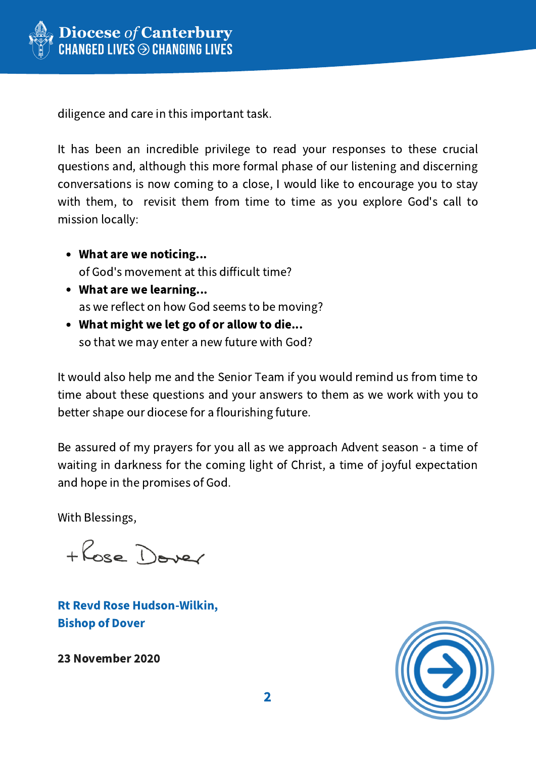diligence and care in this important task.

It has been an incredible privilege to read your responses to these crucial questions and, although this more formal phase of our listening and discerning conversations is now coming to a close, I would like to encourage you to stay with them, to revisit them from time to time as you explore God's call to mission locally:

- **What are we noticing...**
  of God's movement at this difficult time?
- **What are we learning...**
  as we reflect on how God seems to be moving?
- **What might we let go of or allow to die...**
  so that we may enter a new future with God?

It would also help me and the Senior Team if you would remind us from time to time about these questions and your answers to them as we work with you to better shape our diocese for a flourishing future.

Be assured of my prayers for you all as we approach Advent season - a time of waiting in darkness for the coming light of Christ, a time of joyful expectation and hope in the promises of God.

With Blessings,

+Rose Dover

**Rt Revd Rose Hudson-Wilkin,**
**Bishop of Dover**

**23 November 2020**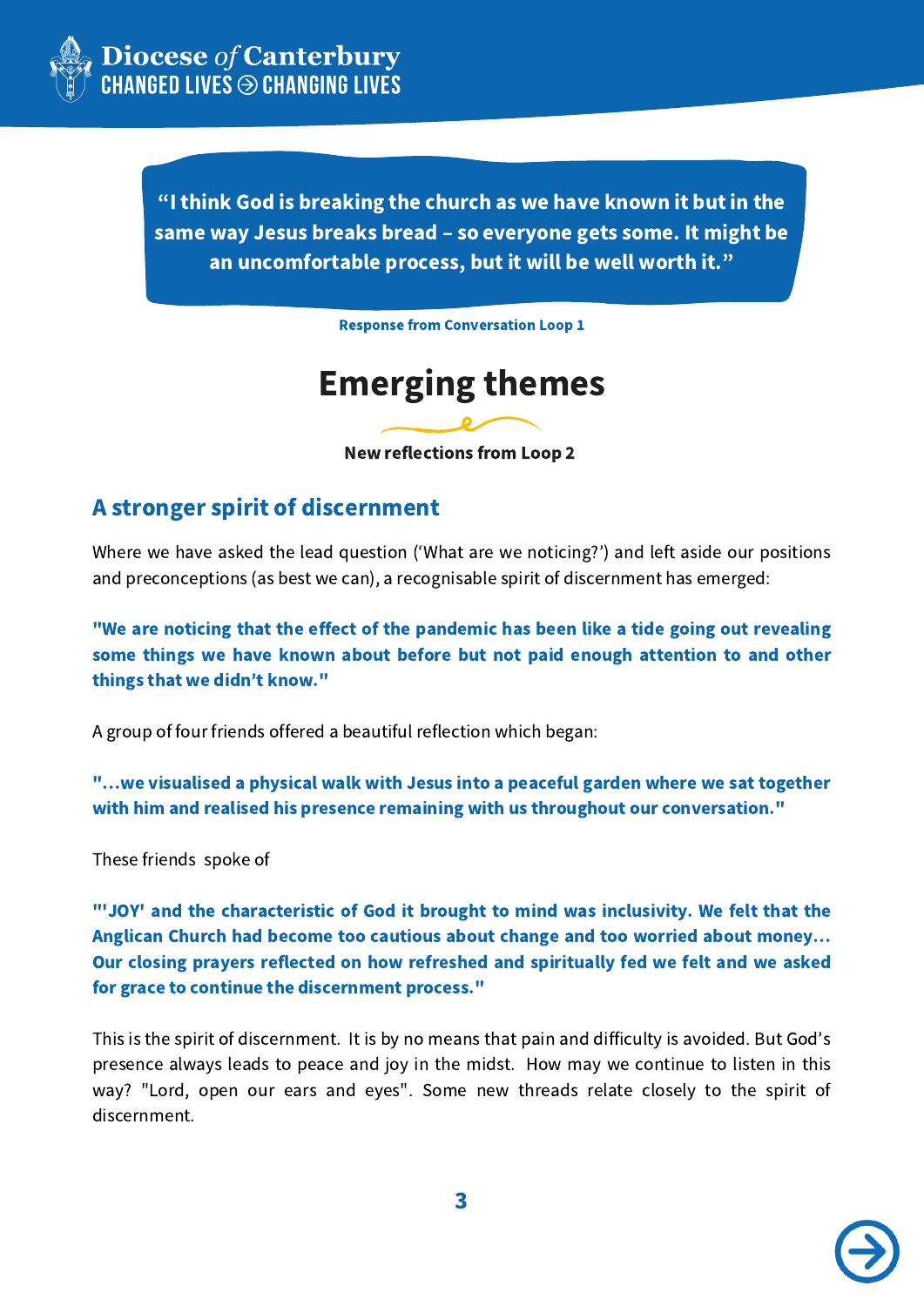**“I think God is breaking the church as we have known it but in the same way Jesus breaks bread – so everyone gets some. It might be an uncomfortable process, but it will be well worth it.”**

Response from Conversation Loop 1

# Emerging themes

**New reflections from Loop 2**

## A stronger spirit of discernment

Where we have asked the lead question (‘What are we noticing?’) and left aside our positions and preconceptions (as best we can), a recognisable spirit of discernment has emerged:

**"We are noticing that the effect of the pandemic has been like a tide going out revealing some things we have known about before but not paid enough attention to and other things that we didn’t know."**

A group of four friends offered a beautiful reflection which began:

**"...we visualised a physical walk with Jesus into a peaceful garden where we sat together with him and realised his presence remaining with us throughout our conversation."**

These friends spoke of

**"'JOY' and the characteristic of God it brought to mind was inclusivity. We felt that the Anglican Church had become too cautious about change and too worried about money... Our closing prayers reflected on how refreshed and spiritually fed we felt and we asked for grace to continue the discernment process."**

This is the spirit of discernment. It is by no means that pain and difficulty is avoided. But God’s presence always leads to peace and joy in the midst. How may we continue to listen in this way? "Lord, open our ears and eyes". Some new threads relate closely to the spirit of discernment.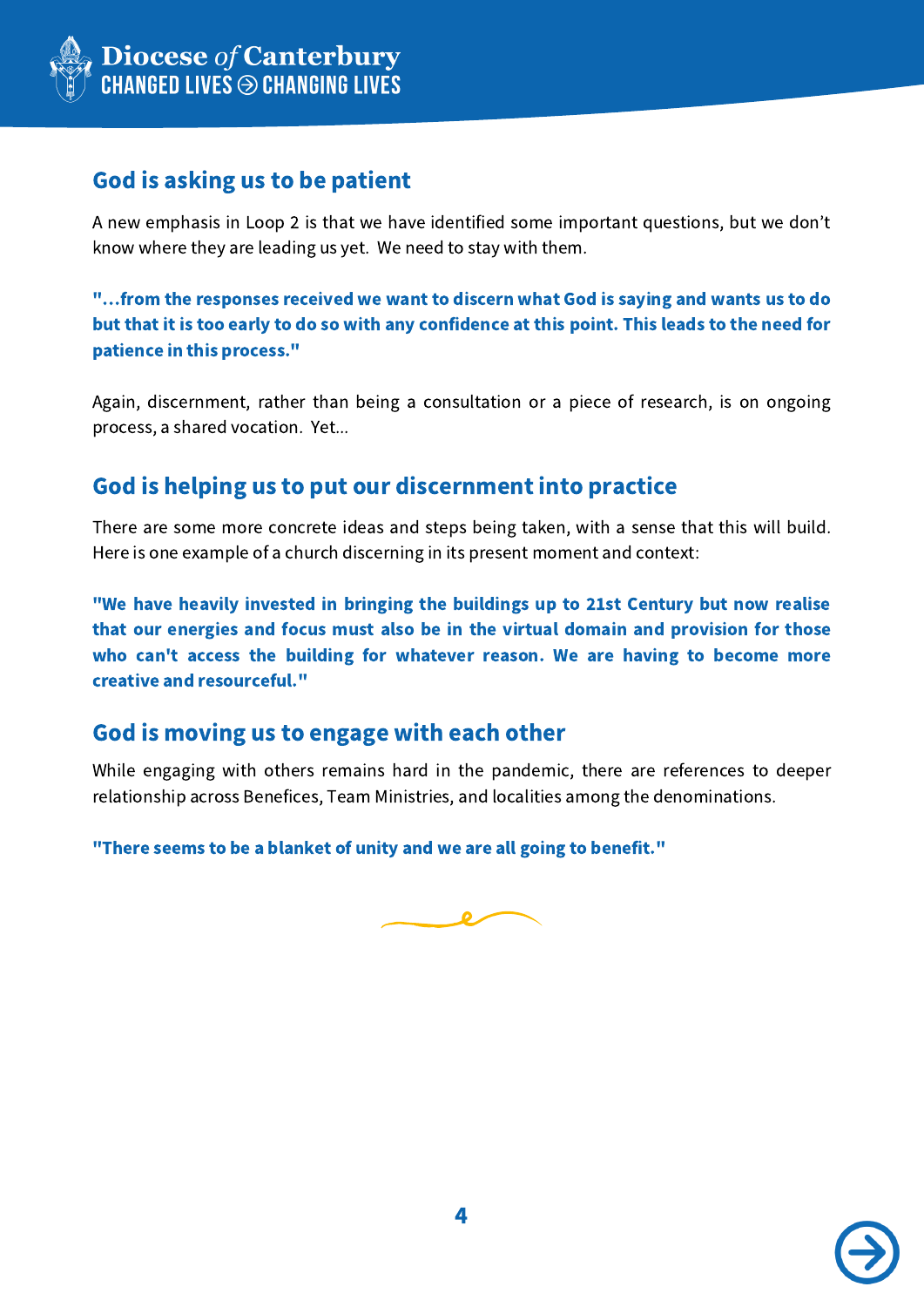## God is asking us to be patient

A new emphasis in Loop 2 is that we have identified some important questions, but we don't know where they are leading us yet. We need to stay with them.

**"...from the responses received we want to discern what God is saying and wants us to do but that it is too early to do so with any confidence at this point. This leads to the need for patience in this process."**

Again, discernment, rather than being a consultation or a piece of research, is on ongoing process, a shared vocation. Yet...

## God is helping us to put our discernment into practice

There are some more concrete ideas and steps being taken, with a sense that this will build. Here is one example of a church discerning in its present moment and context:

**"We have heavily invested in bringing the buildings up to 21st Century but now realise that our energies and focus must also be in the virtual domain and provision for those who can't access the building for whatever reason. We are having to become more creative and resourceful."**

## God is moving us to engage with each other

While engaging with others remains hard in the pandemic, there are references to deeper relationship across Benefices, Team Ministries, and localities among the denominations.

**"There seems to be a blanket of unity and we are all going to benefit."**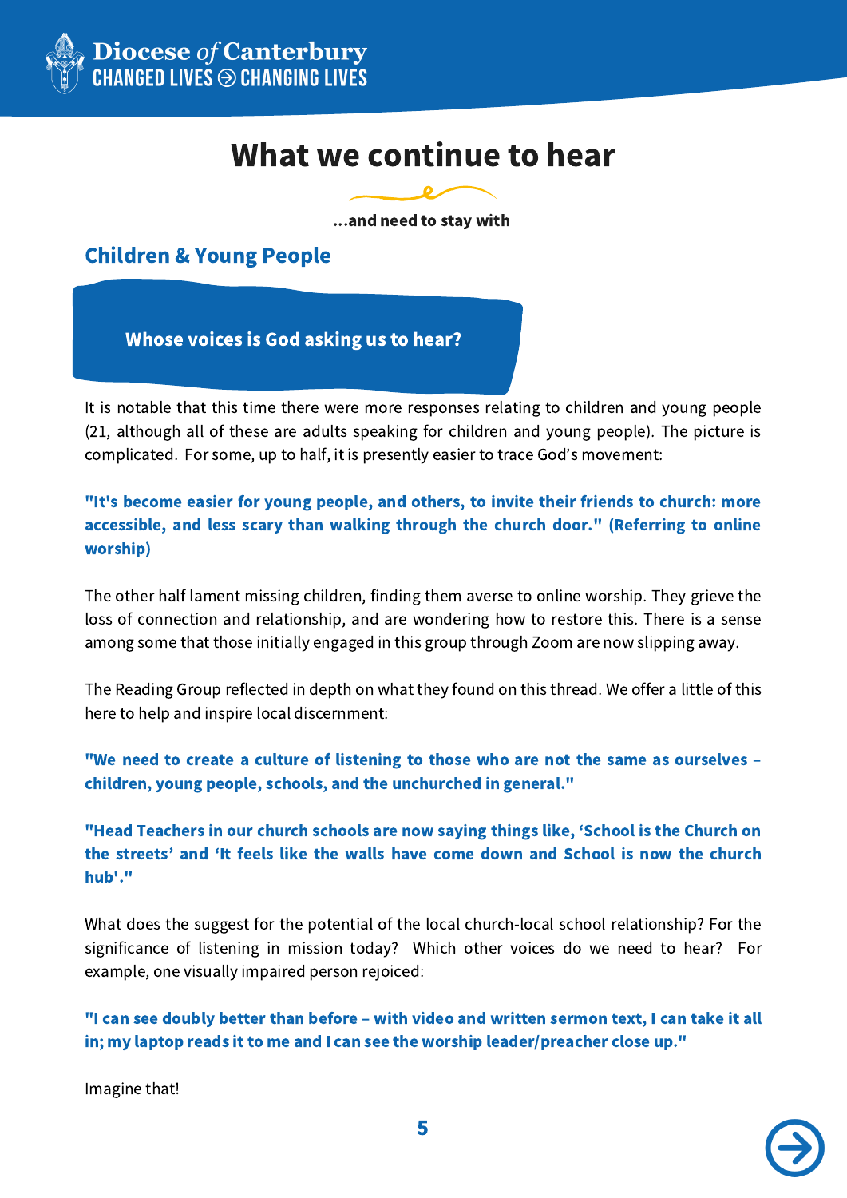# What we continue to hear

**...and need to stay with**

## Children & Young People

**Whose voices is God asking us to hear?**

It is notable that this time there were more responses relating to children and young people (21, although all of these are adults speaking for children and young people). The picture is complicated. For some, up to half, it is presently easier to trace God's movement:

**"It's become easier for young people, and others, to invite their friends to church: more accessible, and less scary than walking through the church door." (Referring to online worship)**

The other half lament missing children, finding them averse to online worship. They grieve the loss of connection and relationship, and are wondering how to restore this. There is a sense among some that those initially engaged in this group through Zoom are now slipping away.

The Reading Group reflected in depth on what they found on this thread. We offer a little of this here to help and inspire local discernment:

**"We need to create a culture of listening to those who are not the same as ourselves – children, young people, schools, and the unchurched in general."**

**"Head Teachers in our church schools are now saying things like, 'School is the Church on the streets' and 'It feels like the walls have come down and School is now the church hub'."**

What does the suggest for the potential of the local church-local school relationship? For the significance of listening in mission today? Which other voices do we need to hear? For example, one visually impaired person rejoiced:

**"I can see doubly better than before – with video and written sermon text, I can take it all in; my laptop reads it to me and I can see the worship leader/preacher close up."**

Imagine that!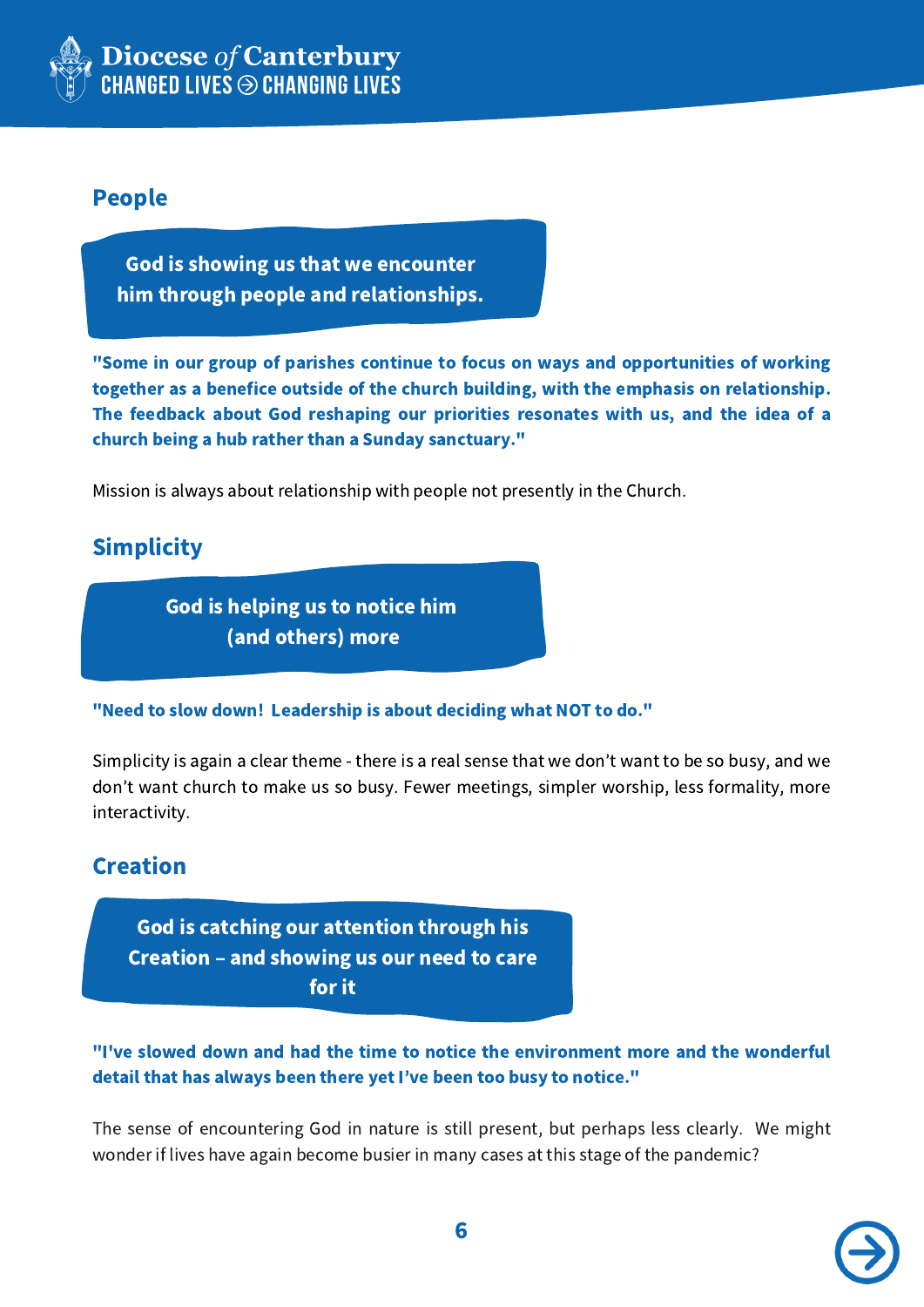## People

**God is showing us that we encounter him through people and relationships.**

**"Some in our group of parishes continue to focus on ways and opportunities of working together as a benefice outside of the church building, with the emphasis on relationship. The feedback about God reshaping our priorities resonates with us, and the idea of a church being a hub rather than a Sunday sanctuary."**

Mission is always about relationship with people not presently in the Church.

## Simplicity

**God is helping us to notice him (and others) more**

**"Need to slow down! Leadership is about deciding what NOT to do."**

Simplicity is again a clear theme - there is a real sense that we don't want to be so busy, and we don't want church to make us so busy. Fewer meetings, simpler worship, less formality, more interactivity.

## Creation

**God is catching our attention through his Creation – and showing us our need to care for it**

**"I've slowed down and had the time to notice the environment more and the wonderful detail that has always been there yet I've been too busy to notice."**

The sense of encountering God in nature is still present, but perhaps less clearly. We might wonder if lives have again become busier in many cases at this stage of the pandemic?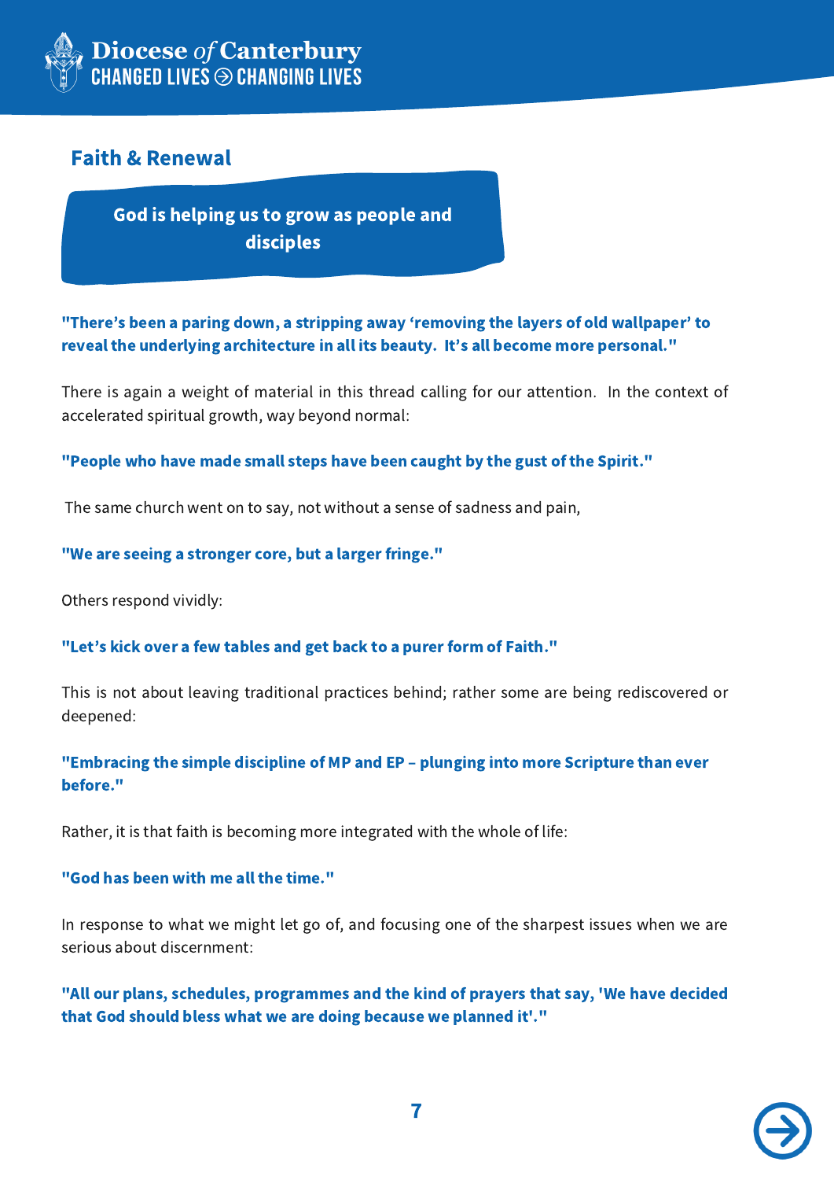## Faith & Renewal

**God is helping us to grow as people and disciples**

**"There's been a paring down, a stripping away 'removing the layers of old wallpaper' to reveal the underlying architecture in all its beauty. It's all become more personal."**

There is again a weight of material in this thread calling for our attention. In the context of accelerated spiritual growth, way beyond normal:

**"People who have made small steps have been caught by the gust of the Spirit."**

The same church went on to say, not without a sense of sadness and pain,

**"We are seeing a stronger core, but a larger fringe."**

Others respond vividly:

**"Let's kick over a few tables and get back to a purer form of Faith."**

This is not about leaving traditional practices behind; rather some are being rediscovered or deepened:

**"Embracing the simple discipline of MP and EP – plunging into more Scripture than ever before."**

Rather, it is that faith is becoming more integrated with the whole of life:

**"God has been with me all the time."**

In response to what we might let go of, and focusing one of the sharpest issues when we are serious about discernment:

**"All our plans, schedules, programmes and the kind of prayers that say, 'We have decided that God should bless what we are doing because we planned it'."**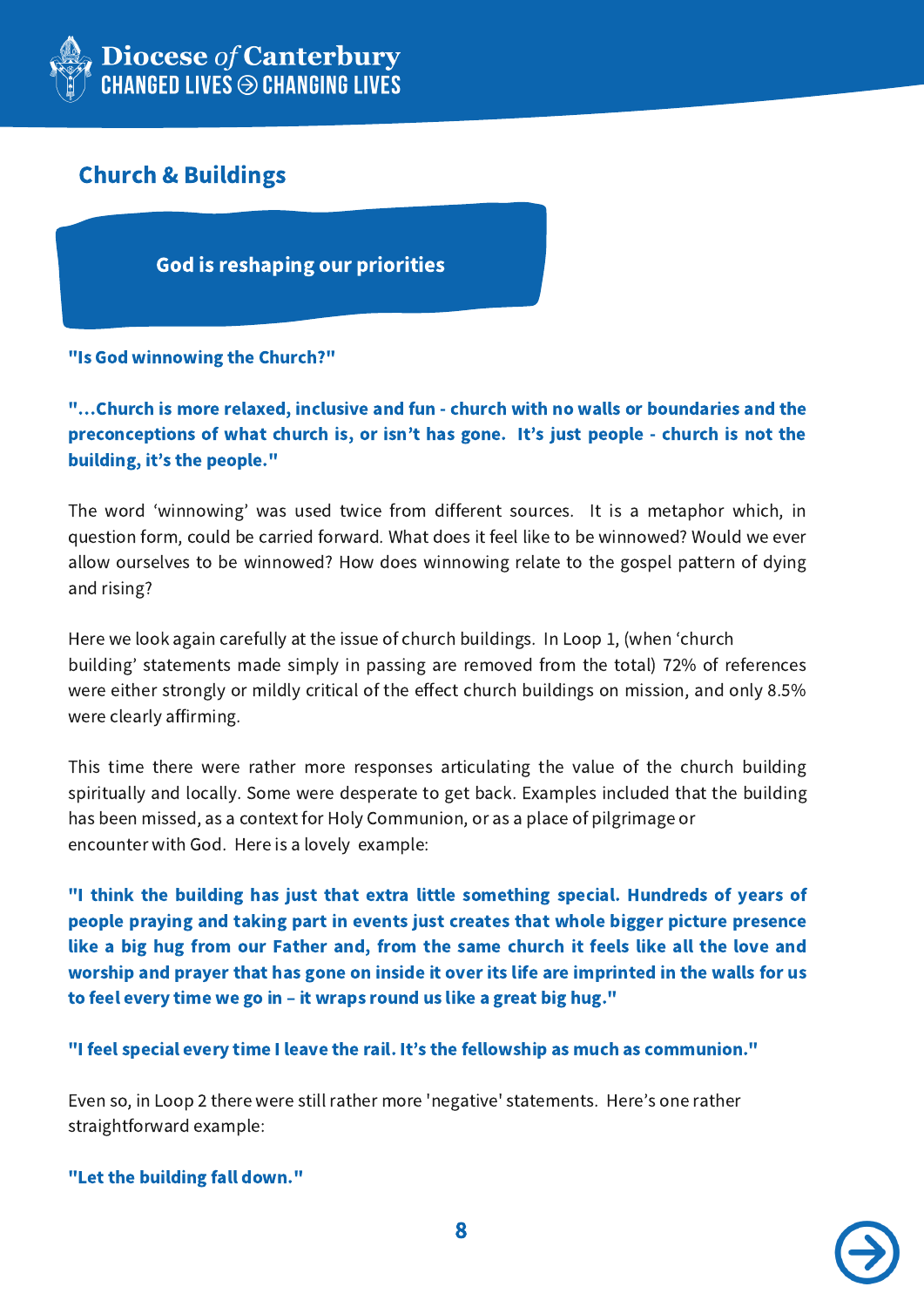## Church & Buildings

**God is reshaping our priorities**

**"Is God winnowing the Church?"**

**"...Church is more relaxed, inclusive and fun - church with no walls or boundaries and the preconceptions of what church is, or isn't has gone. It's just people - church is not the building, it's the people."**

The word 'winnowing' was used twice from different sources. It is a metaphor which, in question form, could be carried forward. What does it feel like to be winnowed? Would we ever allow ourselves to be winnowed? How does winnowing relate to the gospel pattern of dying and rising?

Here we look again carefully at the issue of church buildings. In Loop 1, (when 'church building' statements made simply in passing are removed from the total) 72% of references were either strongly or mildly critical of the effect church buildings on mission, and only 8.5% were clearly affirming.

This time there were rather more responses articulating the value of the church building spiritually and locally. Some were desperate to get back. Examples included that the building has been missed, as a context for Holy Communion, or as a place of pilgrimage or encounter with God. Here is a lovely example:

**"I think the building has just that extra little something special. Hundreds of years of people praying and taking part in events just creates that whole bigger picture presence like a big hug from our Father and, from the same church it feels like all the love and worship and prayer that has gone on inside it over its life are imprinted in the walls for us to feel every time we go in – it wraps round us like a great big hug."**

**"I feel special every time I leave the rail. It's the fellowship as much as communion."**

Even so, in Loop 2 there were still rather more 'negative' statements. Here's one rather straightforward example:

**"Let the building fall down."**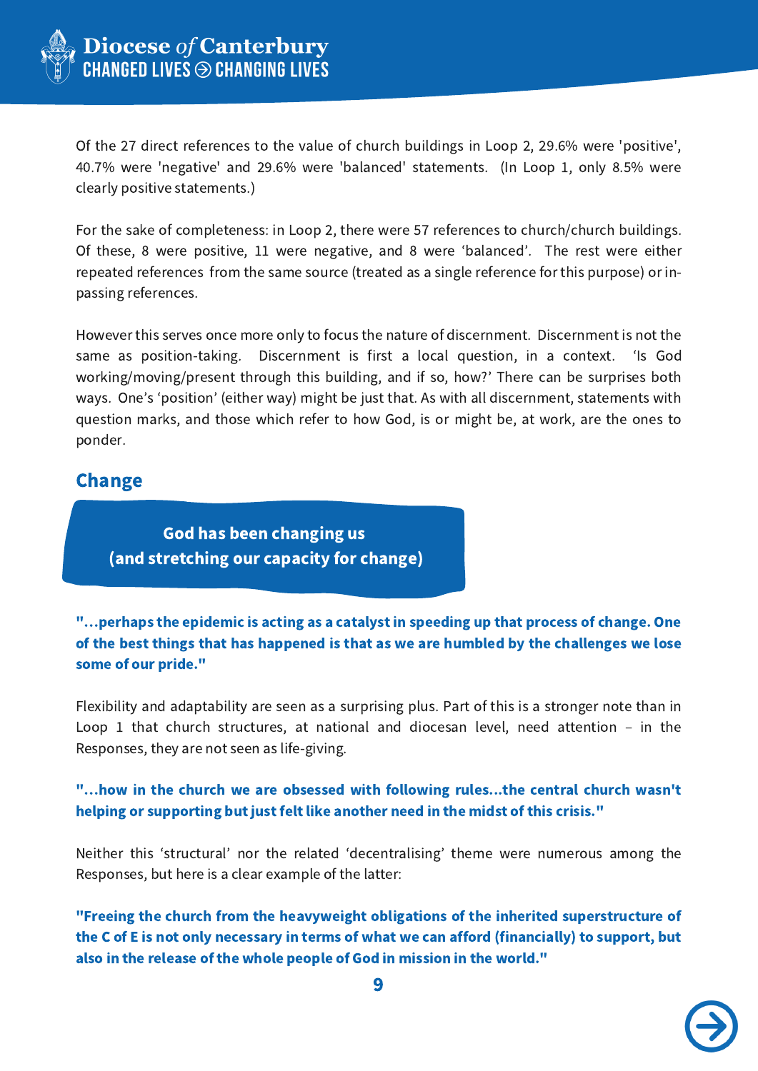Of the 27 direct references to the value of church buildings in Loop 2, 29.6% were 'positive', 40.7% were 'negative' and 29.6% were 'balanced' statements. (In Loop 1, only 8.5% were clearly positive statements.)

For the sake of completeness: in Loop 2, there were 57 references to church/church buildings. Of these, 8 were positive, 11 were negative, and 8 were 'balanced'. The rest were either repeated references from the same source (treated as a single reference for this purpose) or in-passing references.

However this serves once more only to focus the nature of discernment. Discernment is not the same as position-taking. Discernment is first a local question, in a context. 'Is God working/moving/present through this building, and if so, how?' There can be surprises both ways. One's 'position' (either way) might be just that. As with all discernment, statements with question marks, and those which refer to how God, is or might be, at work, are the ones to ponder.

## Change

**God has been changing us (and stretching our capacity for change)**

**"...perhaps the epidemic is acting as a catalyst in speeding up that process of change. One of the best things that has happened is that as we are humbled by the challenges we lose some of our pride."**

Flexibility and adaptability are seen as a surprising plus. Part of this is a stronger note than in Loop 1 that church structures, at national and diocesan level, need attention – in the Responses, they are not seen as life-giving.

**"...how in the church we are obsessed with following rules...the central church wasn't helping or supporting but just felt like another need in the midst of this crisis."**

Neither this 'structural' nor the related 'decentralising' theme were numerous among the Responses, but here is a clear example of the latter:

**"Freeing the church from the heavyweight obligations of the inherited superstructure of the C of E is not only necessary in terms of what we can afford (financially) to support, but also in the release of the whole people of God in mission in the world."**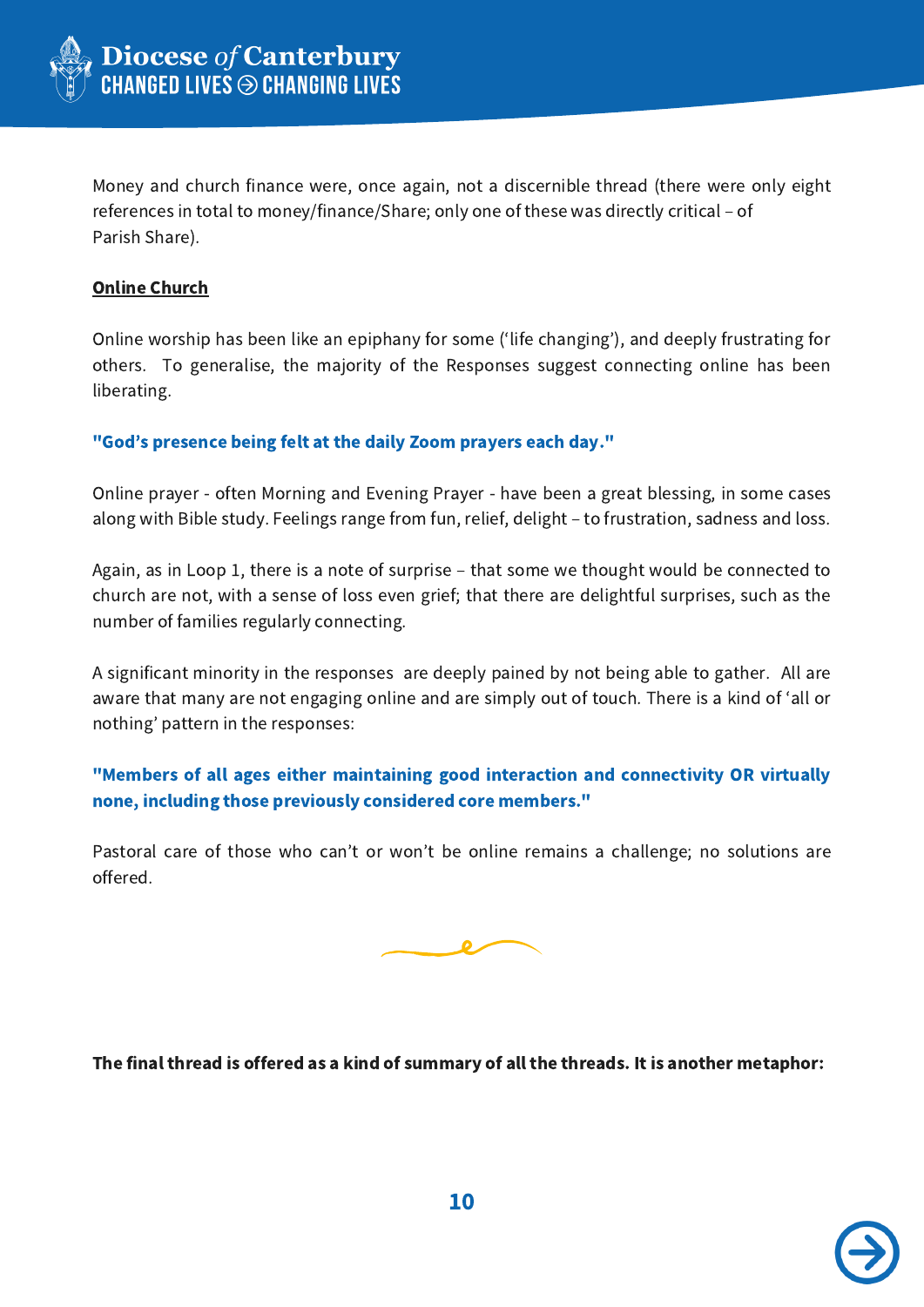Money and church finance were, once again, not a discernible thread (there were only eight references in total to money/finance/Share; only one of these was directly critical – of Parish Share).

**Online Church**

Online worship has been like an epiphany for some ('life changing'), and deeply frustrating for others. To generalise, the majority of the Responses suggest connecting online has been liberating.

**"God's presence being felt at the daily Zoom prayers each day."**

Online prayer - often Morning and Evening Prayer - have been a great blessing, in some cases along with Bible study. Feelings range from fun, relief, delight – to frustration, sadness and loss.

Again, as in Loop 1, there is a note of surprise – that some we thought would be connected to church are not, with a sense of loss even grief; that there are delightful surprises, such as the number of families regularly connecting.

A significant minority in the responses are deeply pained by not being able to gather. All are aware that many are not engaging online and are simply out of touch. There is a kind of 'all or nothing' pattern in the responses:

**"Members of all ages either maintaining good interaction and connectivity OR virtually none, including those previously considered core members."**

Pastoral care of those who can't or won't be online remains a challenge; no solutions are offered.

**The final thread is offered as a kind of summary of all the threads. It is another metaphor:**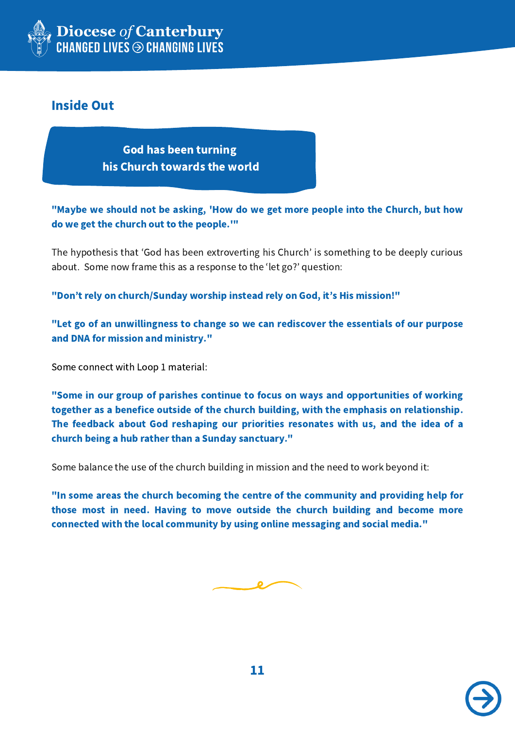## Inside Out

**God has been turning his Church towards the world**

**"Maybe we should not be asking, 'How do we get more people into the Church, but how do we get the church out to the people.'"**

The hypothesis that 'God has been extroverting his Church' is something to be deeply curious about. Some now frame this as a response to the 'let go?' question:

**"Don't rely on church/Sunday worship instead rely on God, it's His mission!"**

**"Let go of an unwillingness to change so we can rediscover the essentials of our purpose and DNA for mission and ministry."**

Some connect with Loop 1 material:

**"Some in our group of parishes continue to focus on ways and opportunities of working together as a benefice outside of the church building, with the emphasis on relationship. The feedback about God reshaping our priorities resonates with us, and the idea of a church being a hub rather than a Sunday sanctuary."**

Some balance the use of the church building in mission and the need to work beyond it:

**"In some areas the church becoming the centre of the community and providing help for those most in need. Having to move outside the church building and become more connected with the local community by using online messaging and social media."**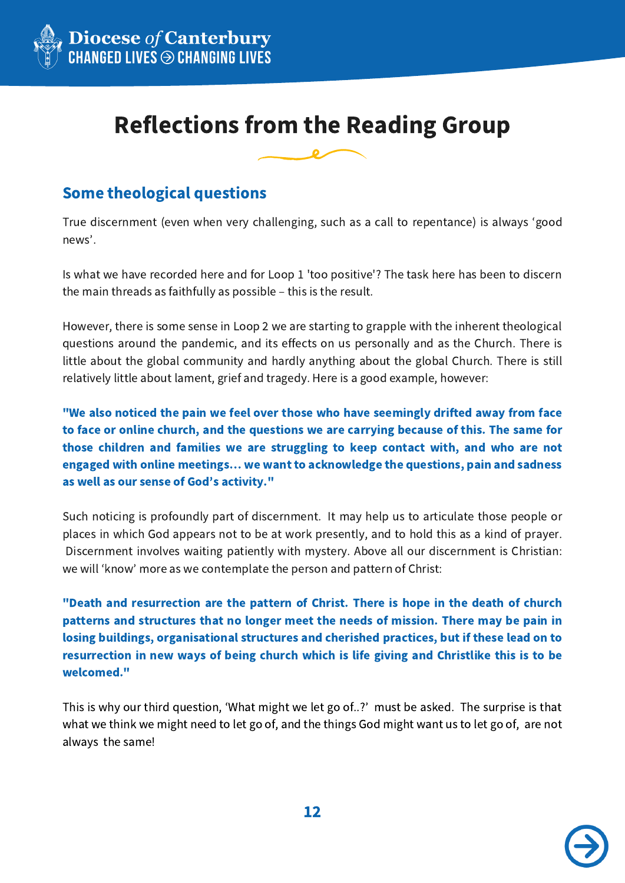# Reflections from the Reading Group

## Some theological questions

True discernment (even when very challenging, such as a call to repentance) is always 'good news'.

Is what we have recorded here and for Loop 1 'too positive'? The task here has been to discern the main threads as faithfully as possible – this is the result.

However, there is some sense in Loop 2 we are starting to grapple with the inherent theological questions around the pandemic, and its effects on us personally and as the Church. There is little about the global community and hardly anything about the global Church. There is still relatively little about lament, grief and tragedy. Here is a good example, however:

**"We also noticed the pain we feel over those who have seemingly drifted away from face to face or online church, and the questions we are carrying because of this. The same for those children and families we are struggling to keep contact with, and who are not engaged with online meetings… we want to acknowledge the questions, pain and sadness as well as our sense of God's activity."**

Such noticing is profoundly part of discernment. It may help us to articulate those people or places in which God appears not to be at work presently, and to hold this as a kind of prayer. Discernment involves waiting patiently with mystery. Above all our discernment is Christian: we will 'know' more as we contemplate the person and pattern of Christ:

**"Death and resurrection are the pattern of Christ. There is hope in the death of church patterns and structures that no longer meet the needs of mission. There may be pain in losing buildings, organisational structures and cherished practices, but if these lead on to resurrection in new ways of being church which is life giving and Christlike this is to be welcomed."**

This is why our third question, 'What might we let go of..?' must be asked. The surprise is that what we think we might need to let go of, and the things God might want us to let go of, are not always the same!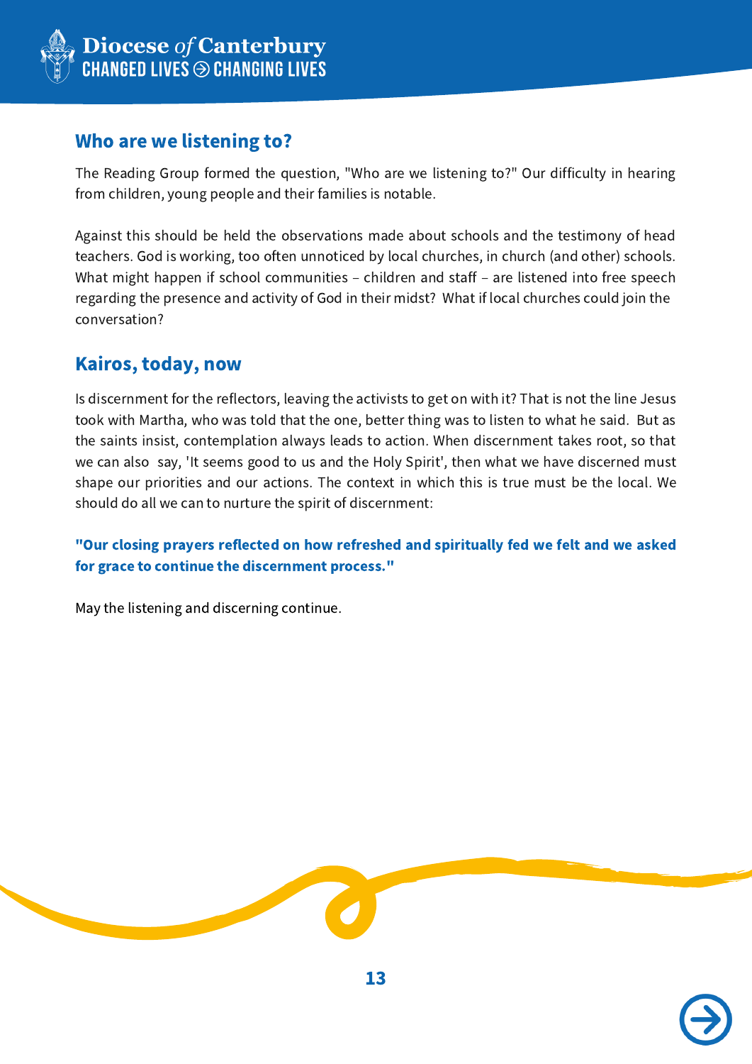## Who are we listening to?

The Reading Group formed the question, "Who are we listening to?" Our difficulty in hearing from children, young people and their families is notable.

Against this should be held the observations made about schools and the testimony of head teachers. God is working, too often unnoticed by local churches, in church (and other) schools. What might happen if school communities – children and staff – are listened into free speech regarding the presence and activity of God in their midst? What if local churches could join the conversation?

## Kairos, today, now

Is discernment for the reflectors, leaving the activists to get on with it? That is not the line Jesus took with Martha, who was told that the one, better thing was to listen to what he said. But as the saints insist, contemplation always leads to action. When discernment takes root, so that we can also say, 'It seems good to us and the Holy Spirit', then what we have discerned must shape our priorities and our actions. The context in which this is true must be the local. We should do all we can to nurture the spirit of discernment:

**"Our closing prayers reflected on how refreshed and spiritually fed we felt and we asked for grace to continue the discernment process."**

May the listening and discerning continue.